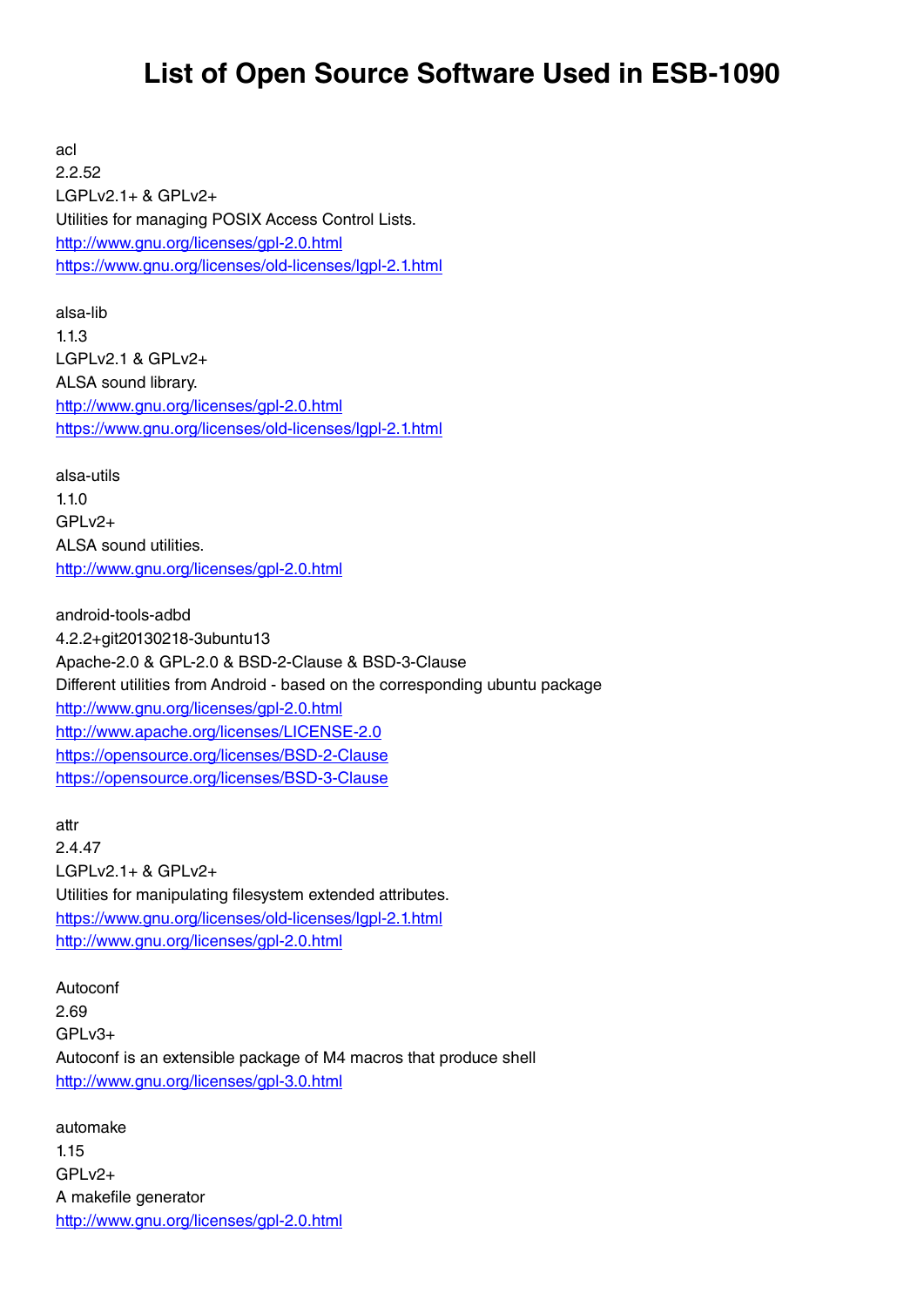# List of Open Source Software Used in ESB-1090

acl
2.2.52
LGPLv2.1+ & GPLv2+
Utilities for managing POSIX Access Control Lists.
http://www.gnu.org/licenses/gpl-2.0.html
https://www.gnu.org/licenses/old-licenses/lgpl-2.1.html

alsa-lib
1.1.3
LGPLv2.1 & GPLv2+
ALSA sound library.
http://www.gnu.org/licenses/gpl-2.0.html
https://www.gnu.org/licenses/old-licenses/lgpl-2.1.html

alsa-utils
1.1.0
GPLv2+
ALSA sound utilities.
http://www.gnu.org/licenses/gpl-2.0.html

android-tools-adbd
4.2.2+git20130218-3ubuntu13
Apache-2.0 & GPL-2.0 & BSD-2-Clause & BSD-3-Clause
Different utilities from Android - based on the corresponding ubuntu package
http://www.gnu.org/licenses/gpl-2.0.html
http://www.apache.org/licenses/LICENSE-2.0
https://opensource.org/licenses/BSD-2-Clause
https://opensource.org/licenses/BSD-3-Clause

attr
2.4.47
LGPLv2.1+ & GPLv2+
Utilities for manipulating filesystem extended attributes.
https://www.gnu.org/licenses/old-licenses/lgpl-2.1.html
http://www.gnu.org/licenses/gpl-2.0.html

Autoconf
2.69
GPLv3+
Autoconf is an extensible package of M4 macros that produce shell
http://www.gnu.org/licenses/gpl-3.0.html

automake
1.15
GPLv2+
A makefile generator
http://www.gnu.org/licenses/gpl-2.0.html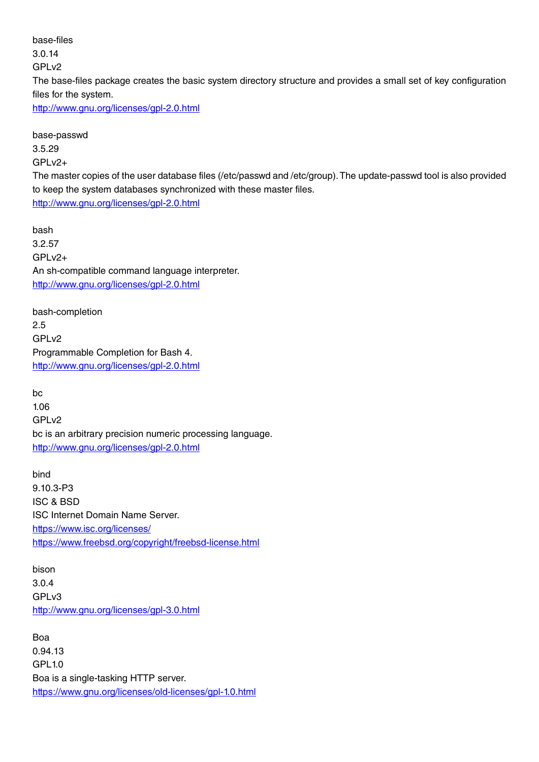base-files
3.0.14
GPLv2
The base-files package creates the basic system directory structure and provides a small set of key configuration files for the system.
http://www.gnu.org/licenses/gpl-2.0.html

base-passwd
3.5.29
GPLv2+
The master copies of the user database files (/etc/passwd and /etc/group). The update-passwd tool is also provided to keep the system databases synchronized with these master files.
http://www.gnu.org/licenses/gpl-2.0.html

bash
3.2.57
GPLv2+
An sh-compatible command language interpreter.
http://www.gnu.org/licenses/gpl-2.0.html

bash-completion
2.5
GPLv2
Programmable Completion for Bash 4.
http://www.gnu.org/licenses/gpl-2.0.html

bc
1.06
GPLv2
bc is an arbitrary precision numeric processing language.
http://www.gnu.org/licenses/gpl-2.0.html

bind
9.10.3-P3
ISC & BSD
ISC Internet Domain Name Server.
https://www.isc.org/licenses/
https://www.freebsd.org/copyright/freebsd-license.html

bison
3.0.4
GPLv3
http://www.gnu.org/licenses/gpl-3.0.html

Boa
0.94.13
GPL1.0
Boa is a single-tasking HTTP server.
https://www.gnu.org/licenses/old-licenses/gpl-1.0.html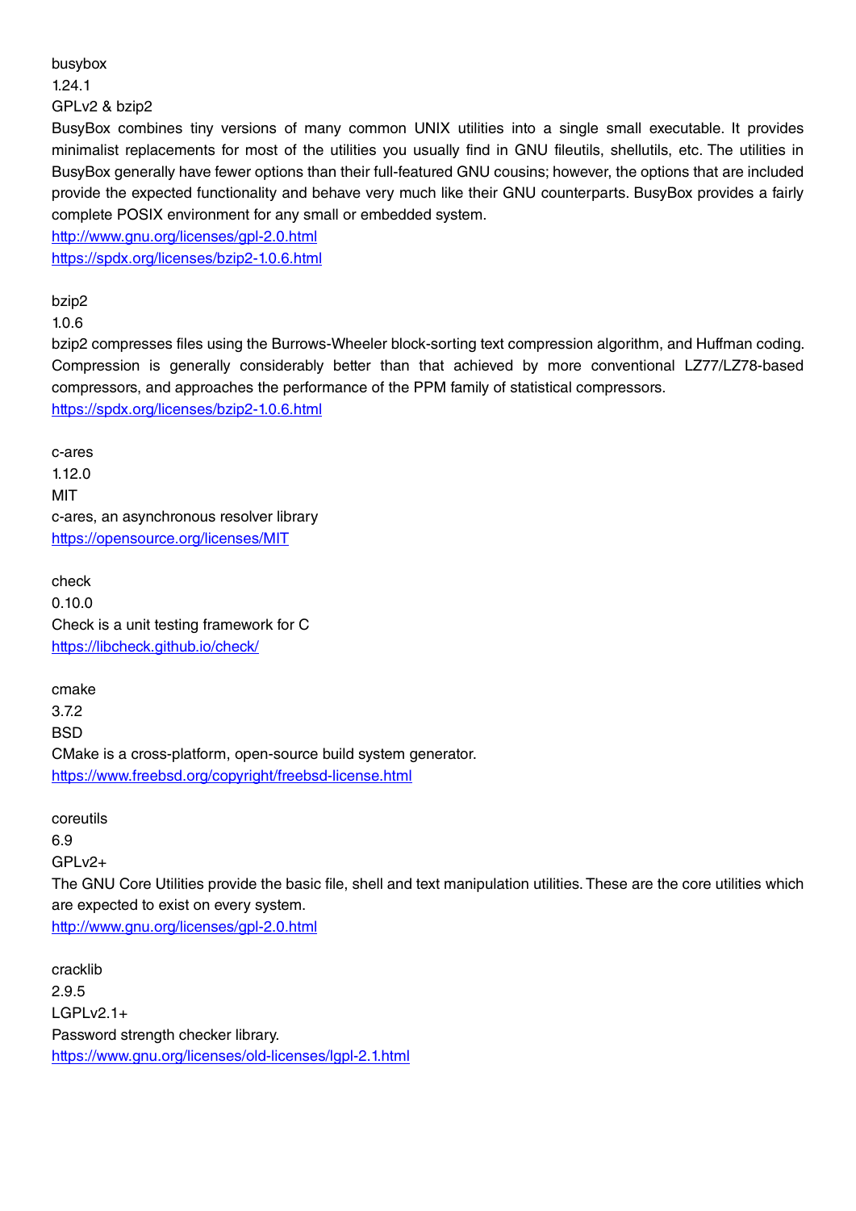busybox

1.24.1

GPLv2 & bzip2

BusyBox combines tiny versions of many common UNIX utilities into a single small executable. It provides minimalist replacements for most of the utilities you usually find in GNU fileutils, shellutils, etc. The utilities in BusyBox generally have fewer options than their full-featured GNU cousins; however, the options that are included provide the expected functionality and behave very much like their GNU counterparts. BusyBox provides a fairly complete POSIX environment for any small or embedded system.

http://www.gnu.org/licenses/gpl-2.0.html

https://spdx.org/licenses/bzip2-1.0.6.html

bzip2

1.0.6

bzip2 compresses files using the Burrows-Wheeler block-sorting text compression algorithm, and Huffman coding. Compression is generally considerably better than that achieved by more conventional LZ77/LZ78-based compressors, and approaches the performance of the PPM family of statistical compressors.

https://spdx.org/licenses/bzip2-1.0.6.html

c-ares

1.12.0

MIT

c-ares, an asynchronous resolver library

https://opensource.org/licenses/MIT

check

0.10.0

Check is a unit testing framework for C

https://libcheck.github.io/check/

cmake

3.7.2

BSD

CMake is a cross-platform, open-source build system generator.

https://www.freebsd.org/copyright/freebsd-license.html

coreutils

6.9

GPLv2+

The GNU Core Utilities provide the basic file, shell and text manipulation utilities. These are the core utilities which are expected to exist on every system.

http://www.gnu.org/licenses/gpl-2.0.html

cracklib

2.9.5

LGPLv2.1+

Password strength checker library.

https://www.gnu.org/licenses/old-licenses/lgpl-2.1.html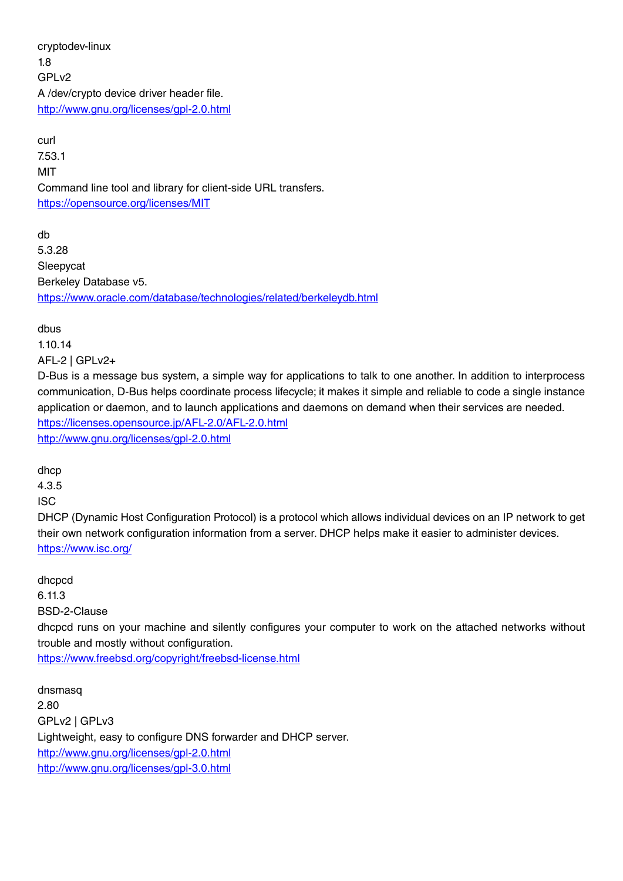cryptodev-linux
1.8
GPLv2
A /dev/crypto device driver header file.
http://www.gnu.org/licenses/gpl-2.0.html

curl
7.53.1
MIT
Command line tool and library for client-side URL transfers.
https://opensource.org/licenses/MIT

db
5.3.28
Sleepycat
Berkeley Database v5.
https://www.oracle.com/database/technologies/related/berkeleydb.html

dbus
1.10.14
AFL-2 | GPLv2+
D-Bus is a message bus system, a simple way for applications to talk to one another. In addition to interprocess communication, D-Bus helps coordinate process lifecycle; it makes it simple and reliable to code a single instance application or daemon, and to launch applications and daemons on demand when their services are needed.
https://licenses.opensource.jp/AFL-2.0/AFL-2.0.html
http://www.gnu.org/licenses/gpl-2.0.html

dhcp
4.3.5
ISC
DHCP (Dynamic Host Configuration Protocol) is a protocol which allows individual devices on an IP network to get their own network configuration information from a server. DHCP helps make it easier to administer devices.
https://www.isc.org/

dhcpcd
6.11.3
BSD-2-Clause
dhcpcd runs on your machine and silently configures your computer to work on the attached networks without trouble and mostly without configuration.
https://www.freebsd.org/copyright/freebsd-license.html

dnsmasq
2.80
GPLv2 | GPLv3
Lightweight, easy to configure DNS forwarder and DHCP server.
http://www.gnu.org/licenses/gpl-2.0.html
http://www.gnu.org/licenses/gpl-3.0.html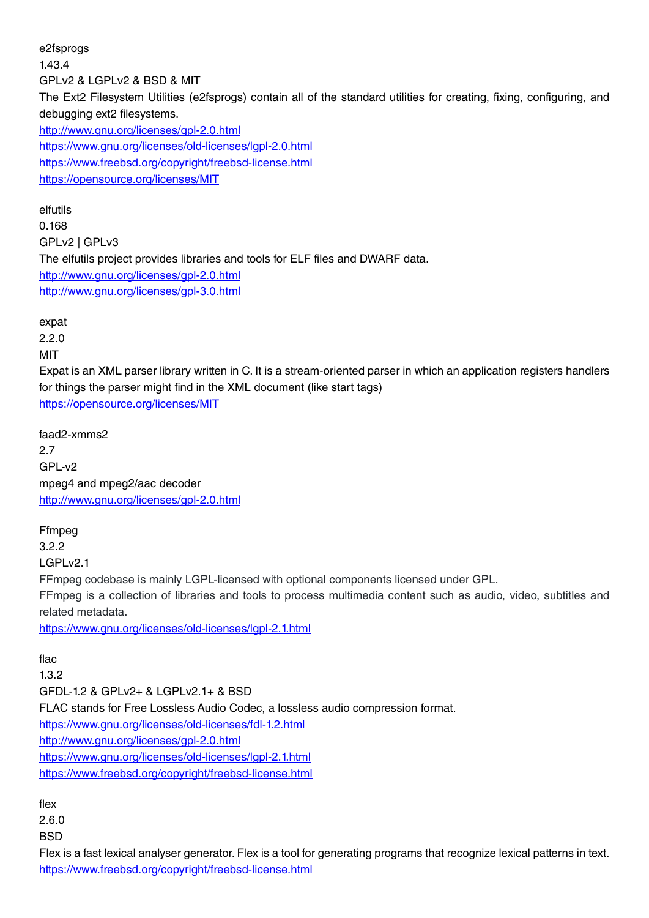e2fsprogs
1.43.4
GPLv2 & LGPLv2 & BSD & MIT
The Ext2 Filesystem Utilities (e2fsprogs) contain all of the standard utilities for creating, fixing, configuring, and debugging ext2 filesystems.
http://www.gnu.org/licenses/gpl-2.0.html
https://www.gnu.org/licenses/old-licenses/lgpl-2.0.html
https://www.freebsd.org/copyright/freebsd-license.html
https://opensource.org/licenses/MIT

elfutils
0.168
GPLv2 | GPLv3
The elfutils project provides libraries and tools for ELF files and DWARF data.
http://www.gnu.org/licenses/gpl-2.0.html
http://www.gnu.org/licenses/gpl-3.0.html

expat
2.2.0
MIT
Expat is an XML parser library written in C. It is a stream-oriented parser in which an application registers handlers for things the parser might find in the XML document (like start tags)
https://opensource.org/licenses/MIT

faad2-xmms2
2.7
GPL-v2
mpeg4 and mpeg2/aac decoder
http://www.gnu.org/licenses/gpl-2.0.html

Ffmpeg
3.2.2
LGPLv2.1
FFmpeg codebase is mainly LGPL-licensed with optional components licensed under GPL.
FFmpeg is a collection of libraries and tools to process multimedia content such as audio, video, subtitles and related metadata.
https://www.gnu.org/licenses/old-licenses/lgpl-2.1.html

flac
1.3.2
GFDL-1.2 & GPLv2+ & LGPLv2.1+ & BSD
FLAC stands for Free Lossless Audio Codec, a lossless audio compression format.
https://www.gnu.org/licenses/old-licenses/fdl-1.2.html
http://www.gnu.org/licenses/gpl-2.0.html
https://www.gnu.org/licenses/old-licenses/lgpl-2.1.html
https://www.freebsd.org/copyright/freebsd-license.html

flex
2.6.0
BSD
Flex is a fast lexical analyser generator. Flex is a tool for generating programs that recognize lexical patterns in text.
https://www.freebsd.org/copyright/freebsd-license.html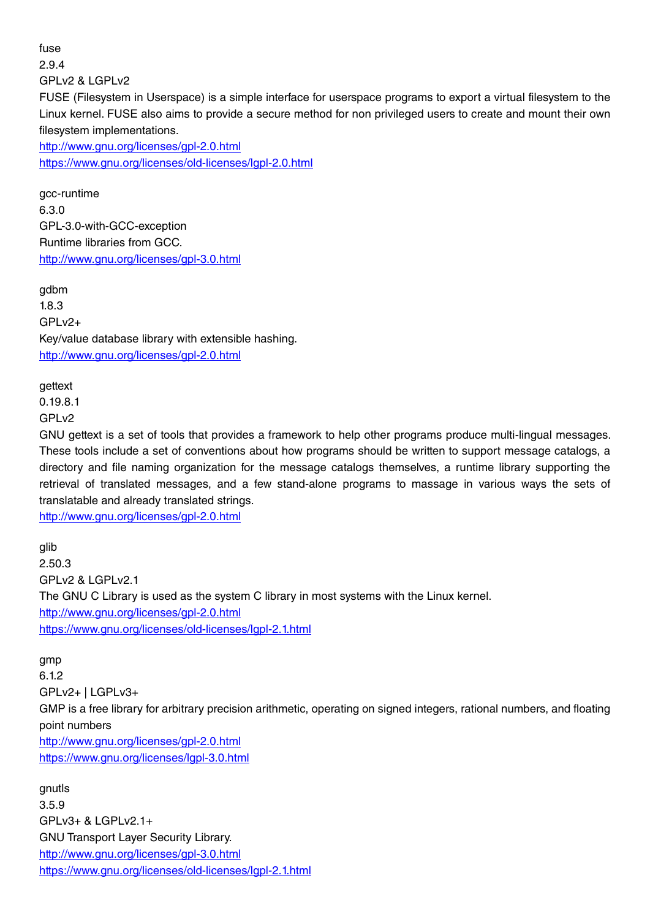fuse
2.9.4
GPLv2 & LGPLv2
FUSE (Filesystem in Userspace) is a simple interface for userspace programs to export a virtual filesystem to the Linux kernel. FUSE also aims to provide a secure method for non privileged users to create and mount their own filesystem implementations.
http://www.gnu.org/licenses/gpl-2.0.html
https://www.gnu.org/licenses/old-licenses/lgpl-2.0.html

gcc-runtime
6.3.0
GPL-3.0-with-GCC-exception
Runtime libraries from GCC.
http://www.gnu.org/licenses/gpl-3.0.html

gdbm
1.8.3
GPLv2+
Key/value database library with extensible hashing.
http://www.gnu.org/licenses/gpl-2.0.html

gettext
0.19.8.1
GPLv2
GNU gettext is a set of tools that provides a framework to help other programs produce multi-lingual messages. These tools include a set of conventions about how programs should be written to support message catalogs, a directory and file naming organization for the message catalogs themselves, a runtime library supporting the retrieval of translated messages, and a few stand-alone programs to massage in various ways the sets of translatable and already translated strings.
http://www.gnu.org/licenses/gpl-2.0.html

glib
2.50.3
GPLv2 & LGPLv2.1
The GNU C Library is used as the system C library in most systems with the Linux kernel.
http://www.gnu.org/licenses/gpl-2.0.html
https://www.gnu.org/licenses/old-licenses/lgpl-2.1.html

gmp
6.1.2
GPLv2+ | LGPLv3+
GMP is a free library for arbitrary precision arithmetic, operating on signed integers, rational numbers, and floating point numbers
http://www.gnu.org/licenses/gpl-2.0.html
https://www.gnu.org/licenses/lgpl-3.0.html

gnutls
3.5.9
GPLv3+ & LGPLv2.1+
GNU Transport Layer Security Library.
http://www.gnu.org/licenses/gpl-3.0.html
https://www.gnu.org/licenses/old-licenses/lgpl-2.1.html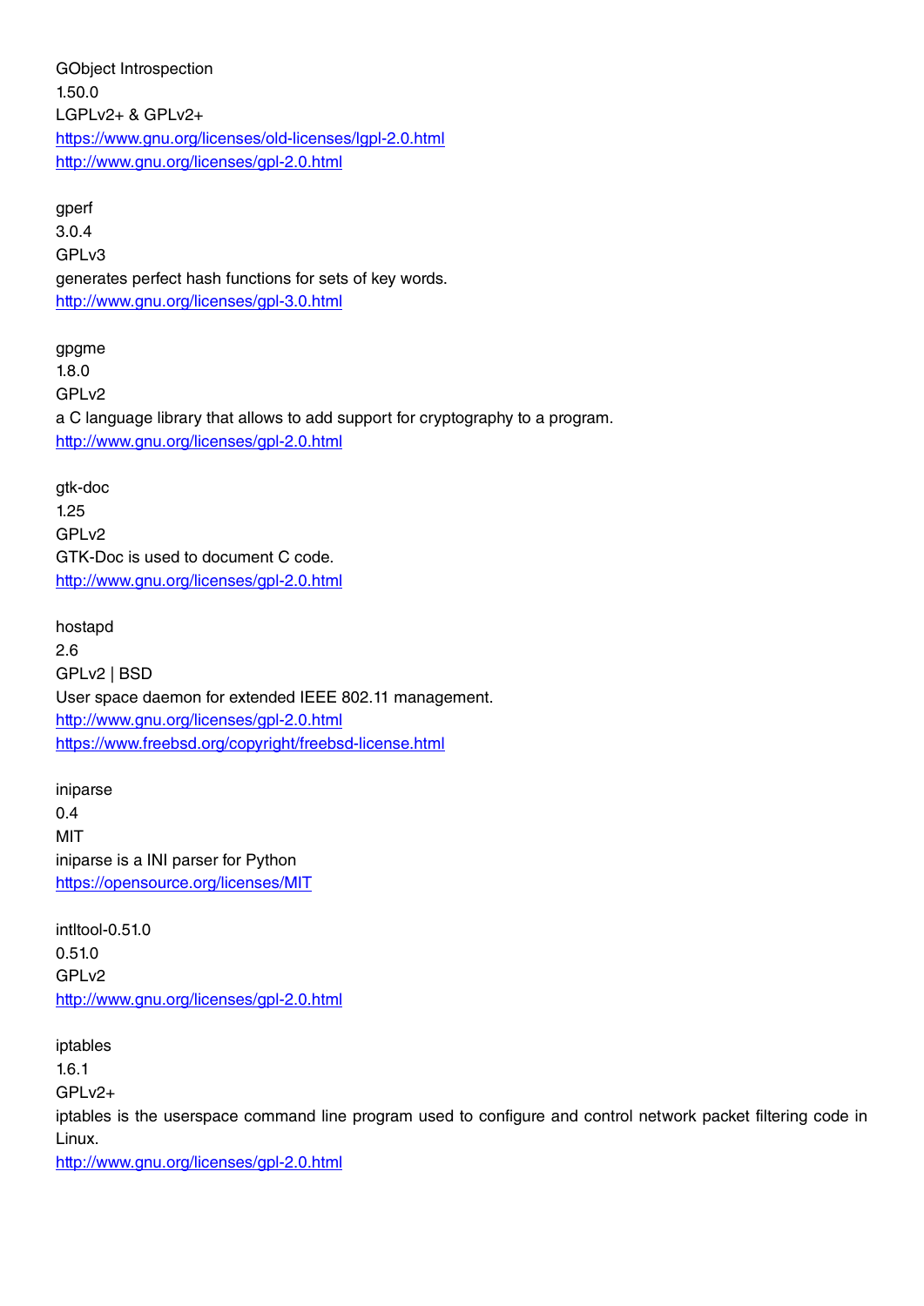GObject Introspection
1.50.0
LGPLv2+ & GPLv2+
https://www.gnu.org/licenses/old-licenses/lgpl-2.0.html
http://www.gnu.org/licenses/gpl-2.0.html

gperf
3.0.4
GPLv3
generates perfect hash functions for sets of key words.
http://www.gnu.org/licenses/gpl-3.0.html

gpgme
1.8.0
GPLv2
a C language library that allows to add support for cryptography to a program.
http://www.gnu.org/licenses/gpl-2.0.html

gtk-doc
1.25
GPLv2
GTK-Doc is used to document C code.
http://www.gnu.org/licenses/gpl-2.0.html

hostapd
2.6
GPLv2 | BSD
User space daemon for extended IEEE 802.11 management.
http://www.gnu.org/licenses/gpl-2.0.html
https://www.freebsd.org/copyright/freebsd-license.html

iniparse
0.4
MIT
iniparse is a INI parser for Python
https://opensource.org/licenses/MIT

intltool-0.51.0
0.51.0
GPLv2
http://www.gnu.org/licenses/gpl-2.0.html

iptables
1.6.1
GPLv2+
iptables is the userspace command line program used to configure and control network packet filtering code in Linux.
http://www.gnu.org/licenses/gpl-2.0.html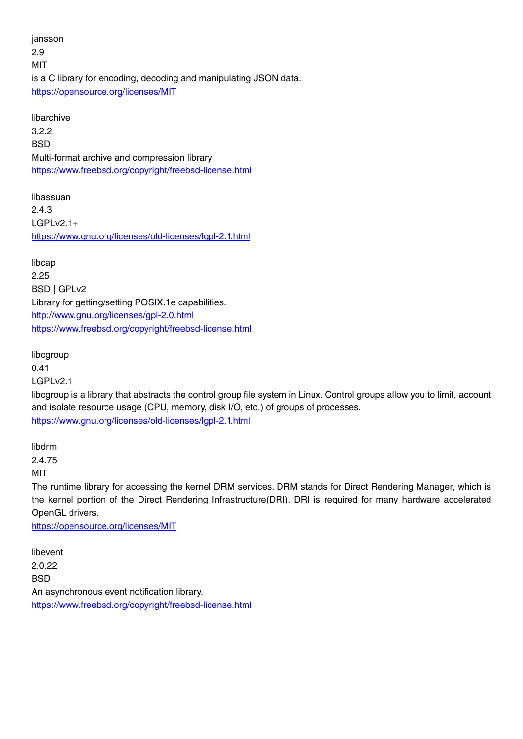jansson
2.9
MIT
is a C library for encoding, decoding and manipulating JSON data.
https://opensource.org/licenses/MIT

libarchive
3.2.2
BSD
Multi-format archive and compression library
https://www.freebsd.org/copyright/freebsd-license.html

libassuan
2.4.3
LGPLv2.1+
https://www.gnu.org/licenses/old-licenses/lgpl-2.1.html

libcap
2.25
BSD | GPLv2
Library for getting/setting POSIX.1e capabilities.
http://www.gnu.org/licenses/gpl-2.0.html
https://www.freebsd.org/copyright/freebsd-license.html

libcgroup
0.41
LGPLv2.1
libcgroup is a library that abstracts the control group file system in Linux. Control groups allow you to limit, account and isolate resource usage (CPU, memory, disk I/O, etc.) of groups of processes.
https://www.gnu.org/licenses/old-licenses/lgpl-2.1.html

libdrm
2.4.75
MIT
The runtime library for accessing the kernel DRM services. DRM stands for Direct Rendering Manager, which is the kernel portion of the Direct Rendering Infrastructure(DRI). DRI is required for many hardware accelerated OpenGL drivers.
https://opensource.org/licenses/MIT

libevent
2.0.22
BSD
An asynchronous event notification library.
https://www.freebsd.org/copyright/freebsd-license.html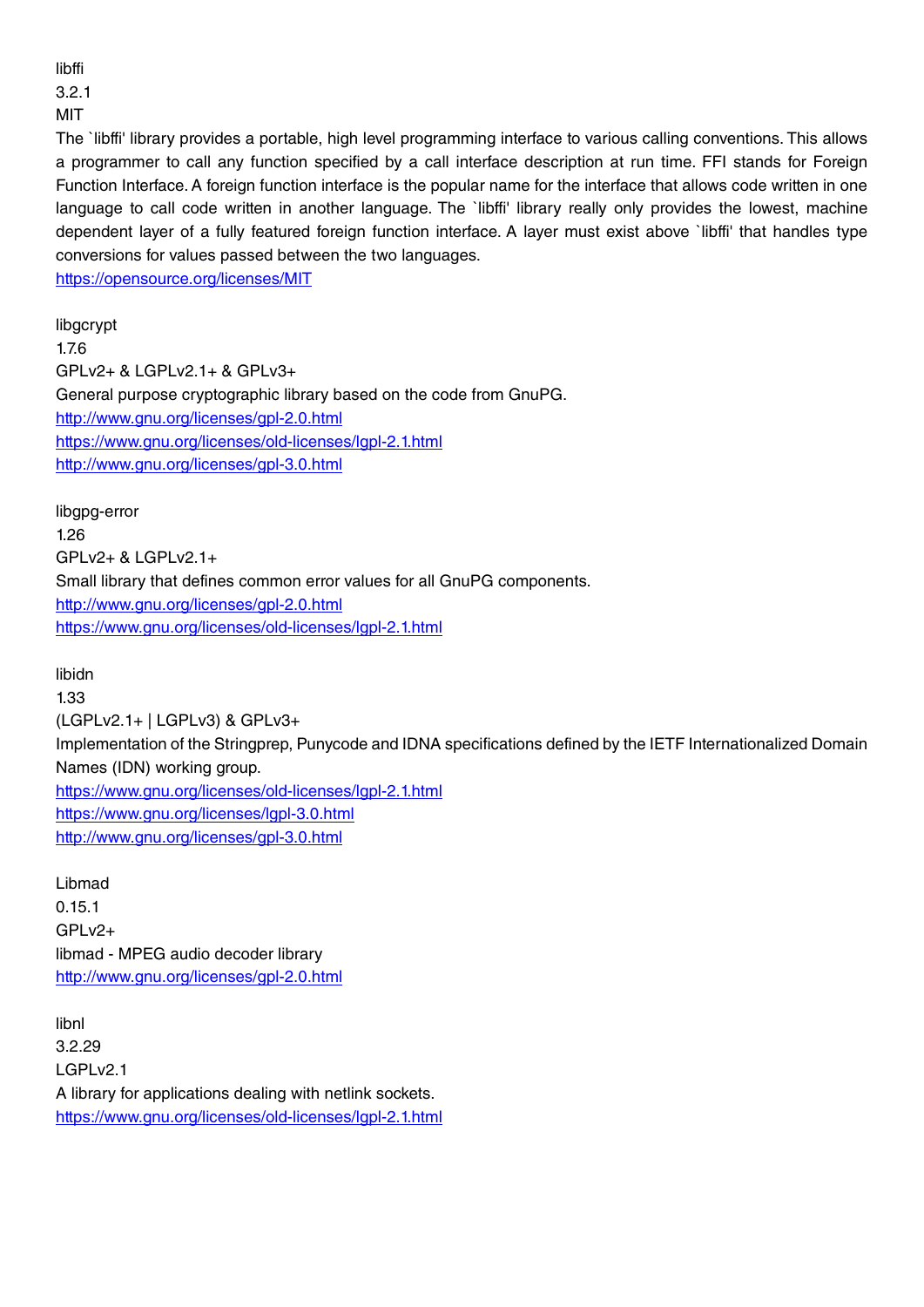libffi  
3.2.1  
MIT  
The `libffi' library provides a portable, high level programming interface to various calling conventions. This allows a programmer to call any function specified by a call interface description at run time. FFI stands for Foreign Function Interface. A foreign function interface is the popular name for the interface that allows code written in one language to call code written in another language. The `libffi' library really only provides the lowest, machine dependent layer of a fully featured foreign function interface. A layer must exist above `libffi' that handles type conversions for values passed between the two languages.  
https://opensource.org/licenses/MIT

libgcrypt  
1.7.6  
GPLv2+ & LGPLv2.1+ & GPLv3+  
General purpose cryptographic library based on the code from GnuPG.  
http://www.gnu.org/licenses/gpl-2.0.html  
https://www.gnu.org/licenses/old-licenses/lgpl-2.1.html  
http://www.gnu.org/licenses/gpl-3.0.html

libgpg-error  
1.26  
GPLv2+ & LGPLv2.1+  
Small library that defines common error values for all GnuPG components.  
http://www.gnu.org/licenses/gpl-2.0.html  
https://www.gnu.org/licenses/old-licenses/lgpl-2.1.html

libidn  
1.33  
(LGPLv2.1+ | LGPLv3) & GPLv3+  
Implementation of the Stringprep, Punycode and IDNA specifications defined by the IETF Internationalized Domain Names (IDN) working group.  
https://www.gnu.org/licenses/old-licenses/lgpl-2.1.html  
https://www.gnu.org/licenses/lgpl-3.0.html  
http://www.gnu.org/licenses/gpl-3.0.html

Libmad  
0.15.1  
GPLv2+  
libmad - MPEG audio decoder library  
http://www.gnu.org/licenses/gpl-2.0.html

libnl  
3.2.29  
LGPLv2.1  
A library for applications dealing with netlink sockets.  
https://www.gnu.org/licenses/old-licenses/lgpl-2.1.html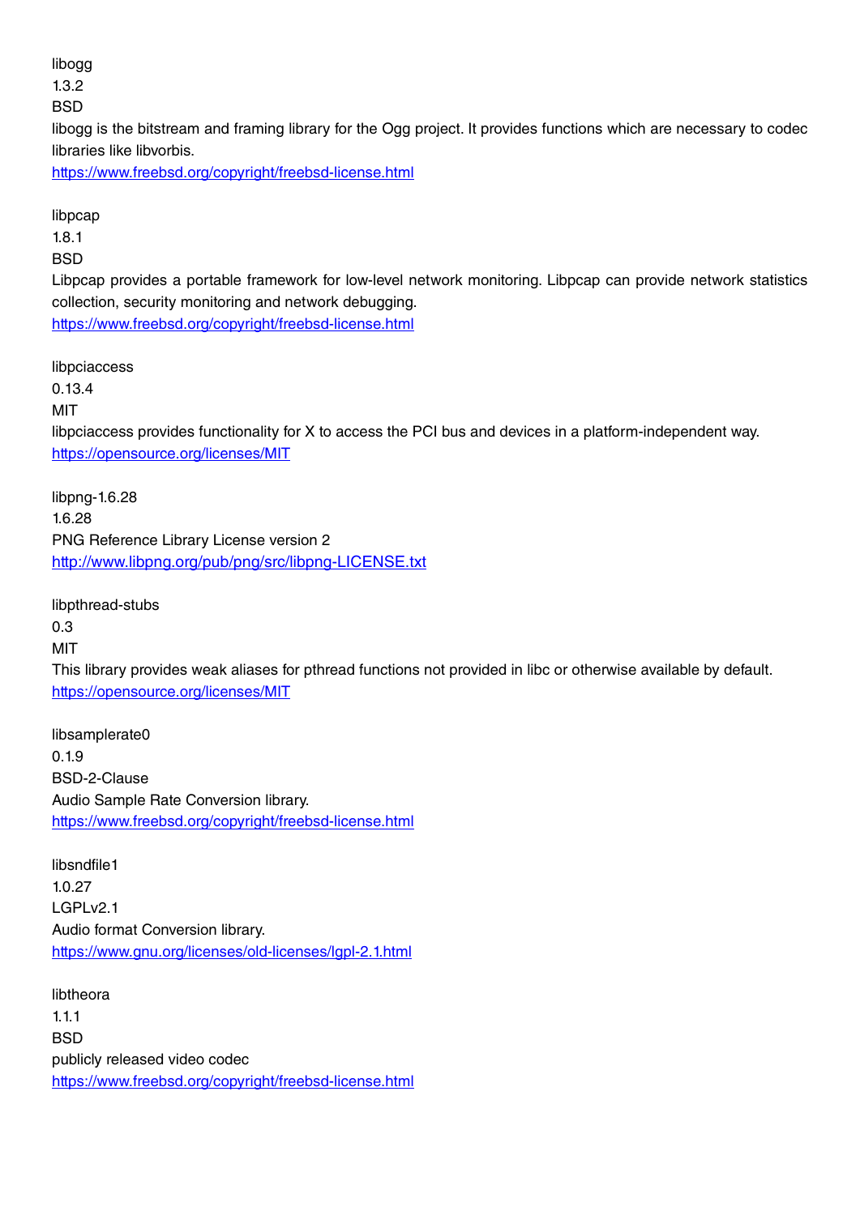libogg
1.3.2
BSD
libogg is the bitstream and framing library for the Ogg project. It provides functions which are necessary to codec libraries like libvorbis.
https://www.freebsd.org/copyright/freebsd-license.html

libpcap
1.8.1
BSD
Libpcap provides a portable framework for low-level network monitoring. Libpcap can provide network statistics collection, security monitoring and network debugging.
https://www.freebsd.org/copyright/freebsd-license.html

libpciaccess
0.13.4
MIT
libpciaccess provides functionality for X to access the PCI bus and devices in a platform-independent way.
https://opensource.org/licenses/MIT

libpng-1.6.28
1.6.28
PNG Reference Library License version 2
http://www.libpng.org/pub/png/src/libpng-LICENSE.txt

libpthread-stubs
0.3
MIT
This library provides weak aliases for pthread functions not provided in libc or otherwise available by default.
https://opensource.org/licenses/MIT

libsamplerate0
0.1.9
BSD-2-Clause
Audio Sample Rate Conversion library.
https://www.freebsd.org/copyright/freebsd-license.html

libsndfile1
1.0.27
LGPLv2.1
Audio format Conversion library.
https://www.gnu.org/licenses/old-licenses/lgpl-2.1.html

libtheora
1.1.1
BSD
publicly released video codec
https://www.freebsd.org/copyright/freebsd-license.html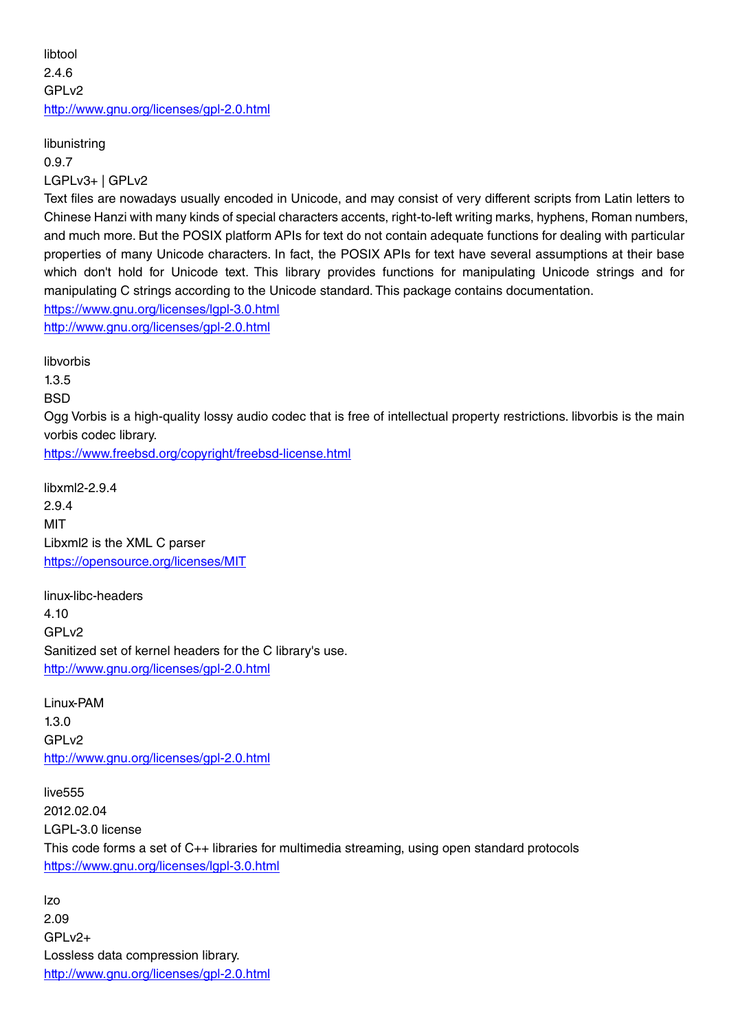libtool
2.4.6
GPLv2
http://www.gnu.org/licenses/gpl-2.0.html

libunistring
0.9.7
LGPLv3+ | GPLv2
Text files are nowadays usually encoded in Unicode, and may consist of very different scripts from Latin letters to Chinese Hanzi with many kinds of special characters accents, right-to-left writing marks, hyphens, Roman numbers, and much more. But the POSIX platform APIs for text do not contain adequate functions for dealing with particular properties of many Unicode characters. In fact, the POSIX APIs for text have several assumptions at their base which don't hold for Unicode text. This library provides functions for manipulating Unicode strings and for manipulating C strings according to the Unicode standard. This package contains documentation.
https://www.gnu.org/licenses/lgpl-3.0.html
http://www.gnu.org/licenses/gpl-2.0.html

libvorbis
1.3.5
BSD
Ogg Vorbis is a high-quality lossy audio codec that is free of intellectual property restrictions. libvorbis is the main vorbis codec library.
https://www.freebsd.org/copyright/freebsd-license.html

libxml2-2.9.4
2.9.4
MIT
Libxml2 is the XML C parser
https://opensource.org/licenses/MIT

linux-libc-headers
4.10
GPLv2
Sanitized set of kernel headers for the C library's use.
http://www.gnu.org/licenses/gpl-2.0.html

Linux-PAM
1.3.0
GPLv2
http://www.gnu.org/licenses/gpl-2.0.html

live555
2012.02.04
LGPL-3.0 license
This code forms a set of C++ libraries for multimedia streaming, using open standard protocols
https://www.gnu.org/licenses/lgpl-3.0.html

lzo
2.09
GPLv2+
Lossless data compression library.
http://www.gnu.org/licenses/gpl-2.0.html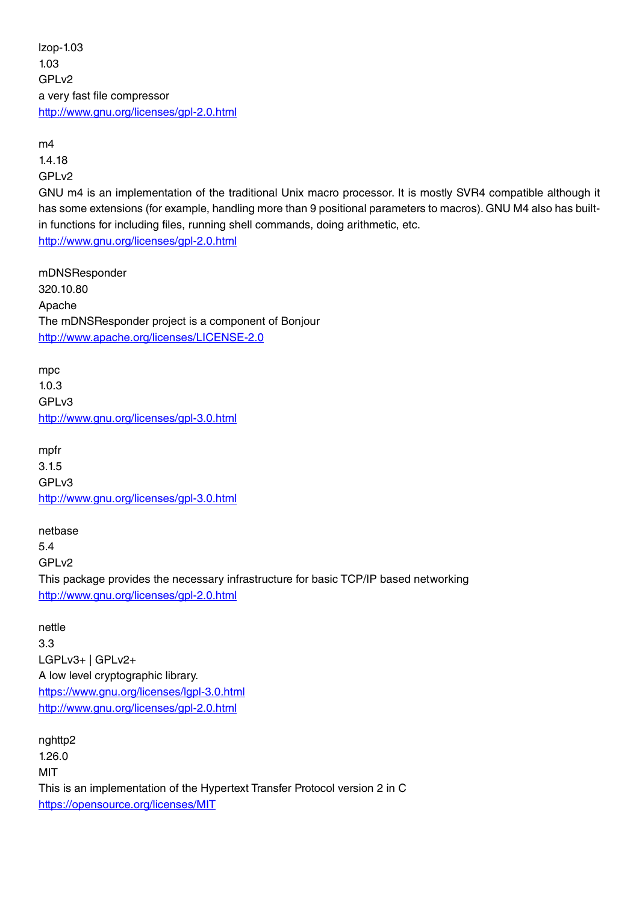lzop-1.03
1.03
GPLv2
a very fast file compressor
http://www.gnu.org/licenses/gpl-2.0.html

m4
1.4.18
GPLv2
GNU m4 is an implementation of the traditional Unix macro processor. It is mostly SVR4 compatible although it has some extensions (for example, handling more than 9 positional parameters to macros). GNU M4 also has built-in functions for including files, running shell commands, doing arithmetic, etc.
http://www.gnu.org/licenses/gpl-2.0.html

mDNSResponder
320.10.80
Apache
The mDNSResponder project is a component of Bonjour
http://www.apache.org/licenses/LICENSE-2.0

mpc
1.0.3
GPLv3
http://www.gnu.org/licenses/gpl-3.0.html

mpfr
3.1.5
GPLv3
http://www.gnu.org/licenses/gpl-3.0.html

netbase
5.4
GPLv2
This package provides the necessary infrastructure for basic TCP/IP based networking
http://www.gnu.org/licenses/gpl-2.0.html

nettle
3.3
LGPLv3+ | GPLv2+
A low level cryptographic library.
https://www.gnu.org/licenses/lgpl-3.0.html
http://www.gnu.org/licenses/gpl-2.0.html

nghttp2
1.26.0
MIT
This is an implementation of the Hypertext Transfer Protocol version 2 in C
https://opensource.org/licenses/MIT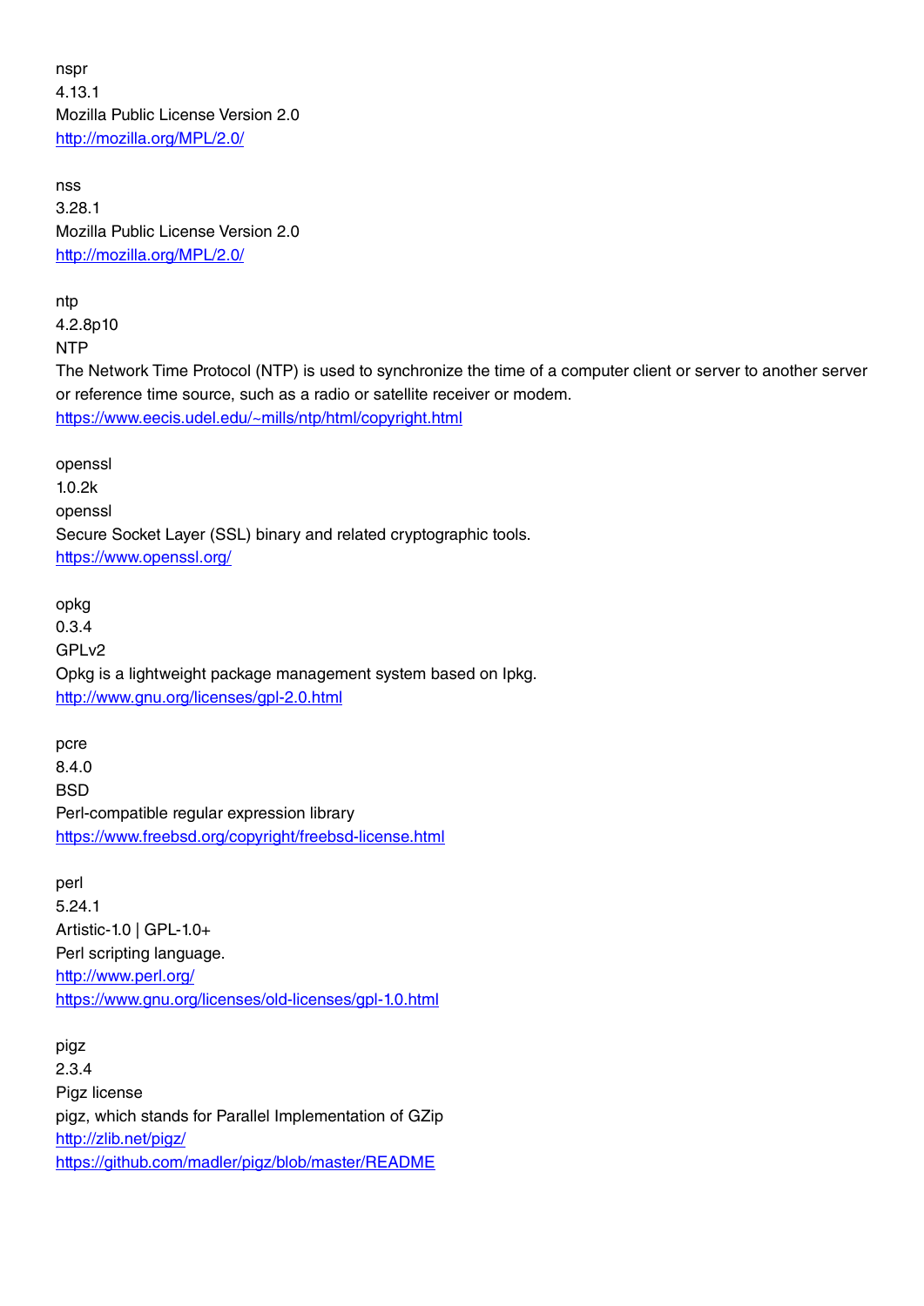nspr
4.13.1
Mozilla Public License Version 2.0
http://mozilla.org/MPL/2.0/

nss
3.28.1
Mozilla Public License Version 2.0
http://mozilla.org/MPL/2.0/

ntp
4.2.8p10
NTP
The Network Time Protocol (NTP) is used to synchronize the time of a computer client or server to another server or reference time source, such as a radio or satellite receiver or modem.
https://www.eecis.udel.edu/~mills/ntp/html/copyright.html

openssl
1.0.2k
openssl
Secure Socket Layer (SSL) binary and related cryptographic tools.
https://www.openssl.org/

opkg
0.3.4
GPLv2
Opkg is a lightweight package management system based on Ipkg.
http://www.gnu.org/licenses/gpl-2.0.html

pcre
8.4.0
BSD
Perl-compatible regular expression library
https://www.freebsd.org/copyright/freebsd-license.html

perl
5.24.1
Artistic-1.0 | GPL-1.0+
Perl scripting language.
http://www.perl.org/
https://www.gnu.org/licenses/old-licenses/gpl-1.0.html

pigz
2.3.4
Pigz license
pigz, which stands for Parallel Implementation of GZip
http://zlib.net/pigz/
https://github.com/madler/pigz/blob/master/README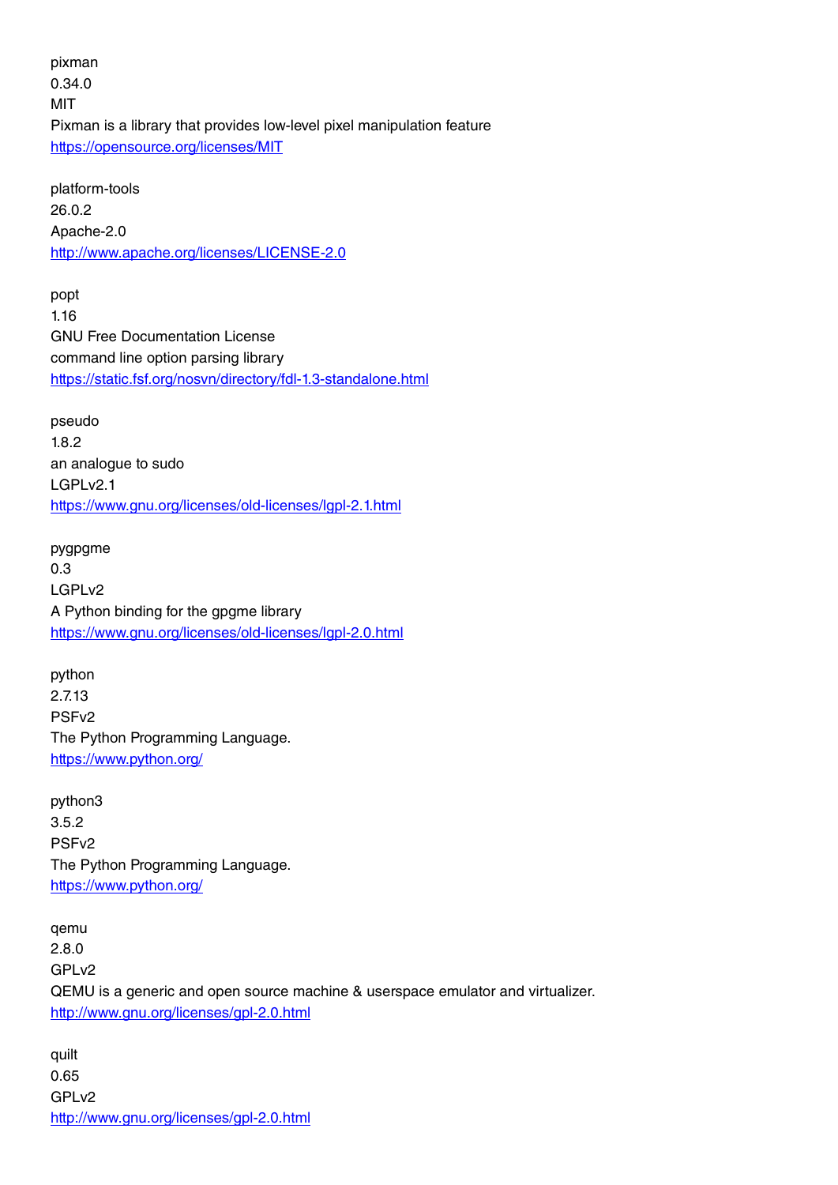pixman
0.34.0
MIT
Pixman is a library that provides low-level pixel manipulation feature
https://opensource.org/licenses/MIT

platform-tools
26.0.2
Apache-2.0
http://www.apache.org/licenses/LICENSE-2.0

popt
1.16
GNU Free Documentation License
command line option parsing library
https://static.fsf.org/nosvn/directory/fdl-1.3-standalone.html

pseudo
1.8.2
an analogue to sudo
LGPLv2.1
https://www.gnu.org/licenses/old-licenses/lgpl-2.1.html

pygpgme
0.3
LGPLv2
A Python binding for the gpgme library
https://www.gnu.org/licenses/old-licenses/lgpl-2.0.html

python
2.7.13
PSFv2
The Python Programming Language.
https://www.python.org/

python3
3.5.2
PSFv2
The Python Programming Language.
https://www.python.org/

qemu
2.8.0
GPLv2
QEMU is a generic and open source machine & userspace emulator and virtualizer.
http://www.gnu.org/licenses/gpl-2.0.html

quilt
0.65
GPLv2
http://www.gnu.org/licenses/gpl-2.0.html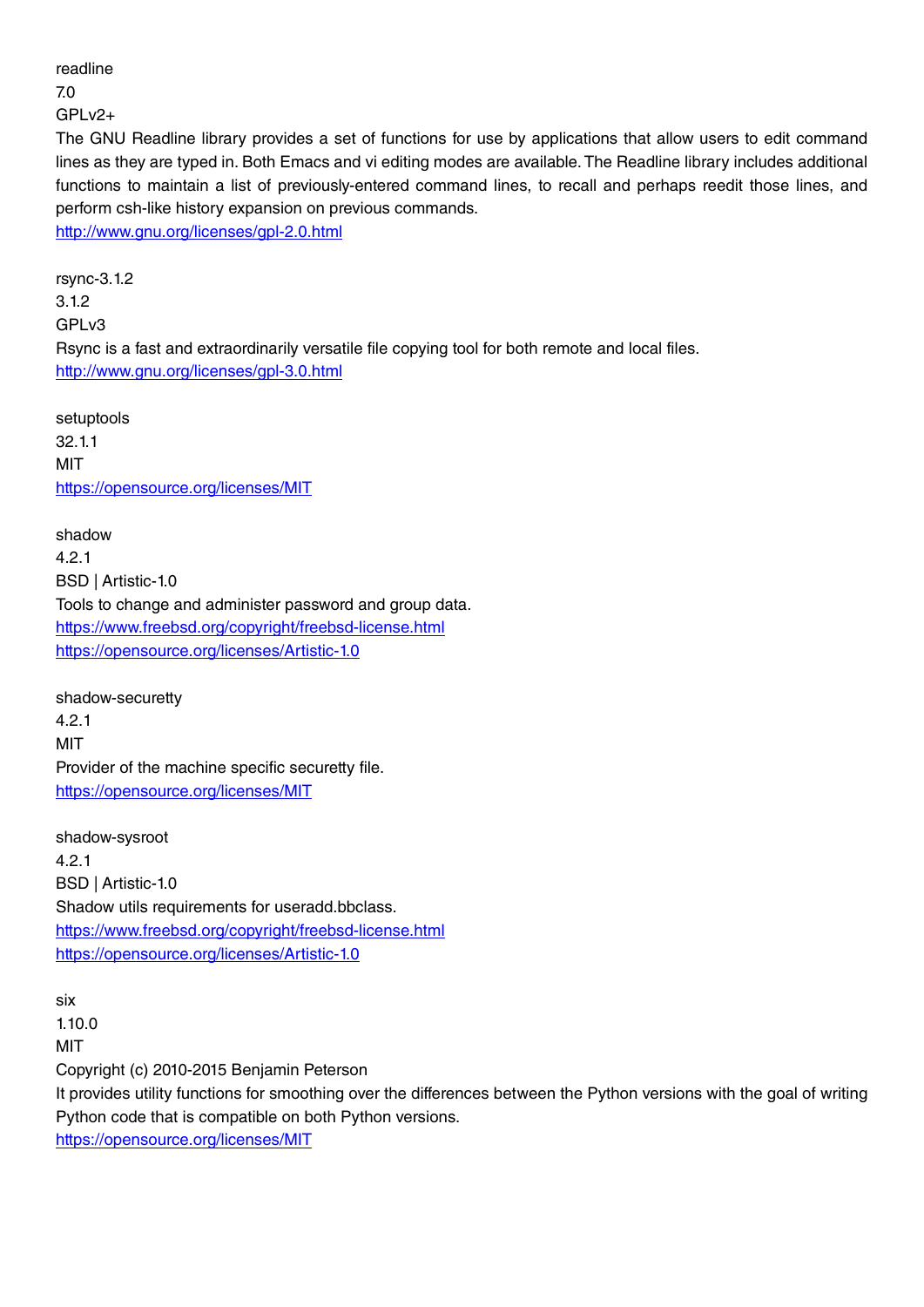readline
7.0
GPLv2+
The GNU Readline library provides a set of functions for use by applications that allow users to edit command lines as they are typed in. Both Emacs and vi editing modes are available. The Readline library includes additional functions to maintain a list of previously-entered command lines, to recall and perhaps reedit those lines, and perform csh-like history expansion on previous commands.
http://www.gnu.org/licenses/gpl-2.0.html

rsync-3.1.2
3.1.2
GPLv3
Rsync is a fast and extraordinarily versatile file copying tool for both remote and local files.
http://www.gnu.org/licenses/gpl-3.0.html

setuptools
32.1.1
MIT
https://opensource.org/licenses/MIT

shadow
4.2.1
BSD | Artistic-1.0
Tools to change and administer password and group data.
https://www.freebsd.org/copyright/freebsd-license.html
https://opensource.org/licenses/Artistic-1.0

shadow-securetty
4.2.1
MIT
Provider of the machine specific securetty file.
https://opensource.org/licenses/MIT

shadow-sysroot
4.2.1
BSD | Artistic-1.0
Shadow utils requirements for useradd.bbclass.
https://www.freebsd.org/copyright/freebsd-license.html
https://opensource.org/licenses/Artistic-1.0

six
1.10.0
MIT
Copyright (c) 2010-2015 Benjamin Peterson
It provides utility functions for smoothing over the differences between the Python versions with the goal of writing Python code that is compatible on both Python versions.
https://opensource.org/licenses/MIT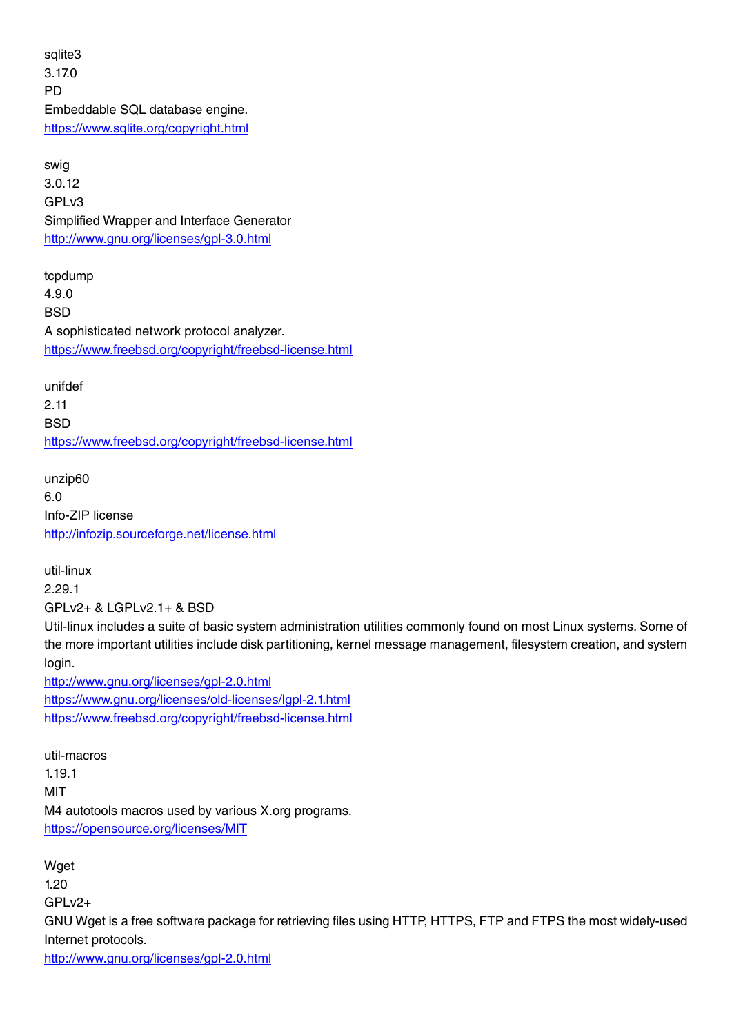sqlite3
3.17.0
PD
Embeddable SQL database engine.
https://www.sqlite.org/copyright.html

swig
3.0.12
GPLv3
Simplified Wrapper and Interface Generator
http://www.gnu.org/licenses/gpl-3.0.html

tcpdump
4.9.0
BSD
A sophisticated network protocol analyzer.
https://www.freebsd.org/copyright/freebsd-license.html

unifdef
2.11
BSD
https://www.freebsd.org/copyright/freebsd-license.html

unzip60
6.0
Info-ZIP license
http://infozip.sourceforge.net/license.html

util-linux
2.29.1
GPLv2+ & LGPLv2.1+ & BSD
Util-linux includes a suite of basic system administration utilities commonly found on most Linux systems. Some of the more important utilities include disk partitioning, kernel message management, filesystem creation, and system login.
http://www.gnu.org/licenses/gpl-2.0.html
https://www.gnu.org/licenses/old-licenses/lgpl-2.1.html
https://www.freebsd.org/copyright/freebsd-license.html

util-macros
1.19.1
MIT
M4 autotools macros used by various X.org programs.
https://opensource.org/licenses/MIT

Wget
1.20
GPLv2+
GNU Wget is a free software package for retrieving files using HTTP, HTTPS, FTP and FTPS the most widely-used Internet protocols.
http://www.gnu.org/licenses/gpl-2.0.html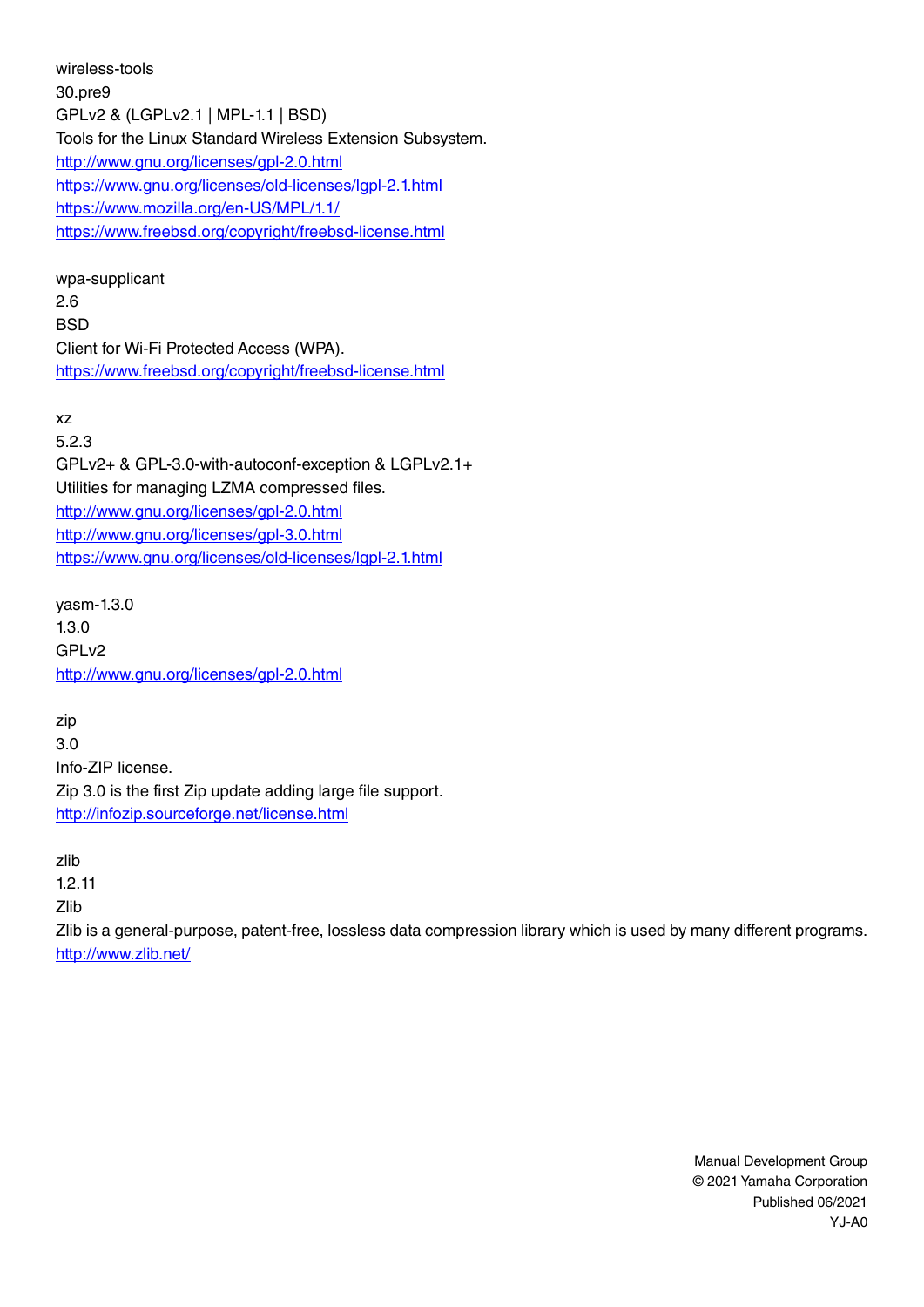wireless-tools
30.pre9
GPLv2 & (LGPLv2.1 | MPL-1.1 | BSD)
Tools for the Linux Standard Wireless Extension Subsystem.
http://www.gnu.org/licenses/gpl-2.0.html
https://www.gnu.org/licenses/old-licenses/lgpl-2.1.html
https://www.mozilla.org/en-US/MPL/1.1/
https://www.freebsd.org/copyright/freebsd-license.html

wpa-supplicant
2.6
BSD
Client for Wi-Fi Protected Access (WPA).
https://www.freebsd.org/copyright/freebsd-license.html

xz
5.2.3
GPLv2+ & GPL-3.0-with-autoconf-exception & LGPLv2.1+
Utilities for managing LZMA compressed files.
http://www.gnu.org/licenses/gpl-2.0.html
http://www.gnu.org/licenses/gpl-3.0.html
https://www.gnu.org/licenses/old-licenses/lgpl-2.1.html

yasm-1.3.0
1.3.0
GPLv2
http://www.gnu.org/licenses/gpl-2.0.html

zip
3.0
Info-ZIP license.
Zip 3.0 is the first Zip update adding large file support.
http://infozip.sourceforge.net/license.html

zlib
1.2.11
Zlib
Zlib is a general-purpose, patent-free, lossless data compression library which is used by many different programs.
http://www.zlib.net/

Manual Development Group
© 2021 Yamaha Corporation
Published 06/2021
YJ-A0